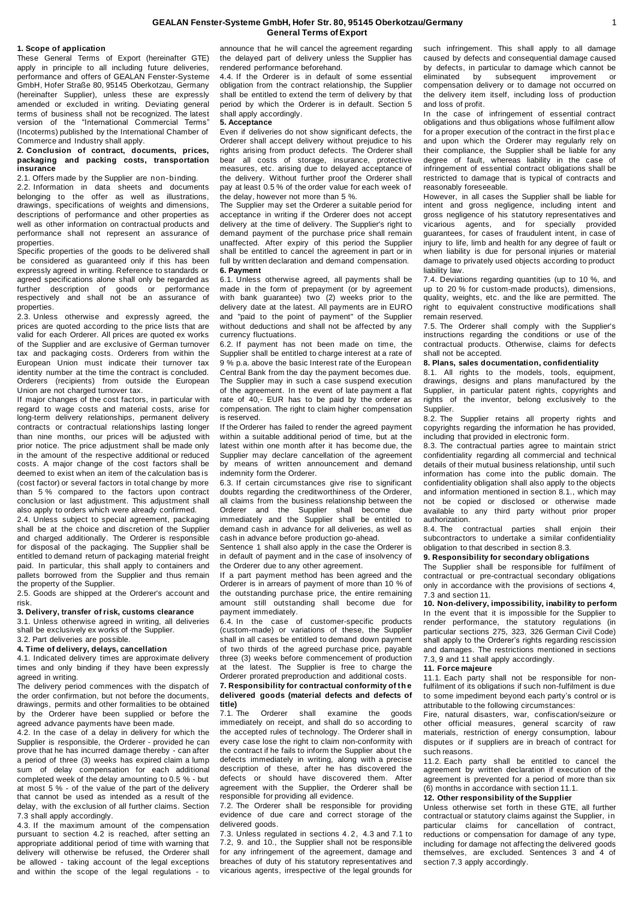# GEALAN Fenster-Systeme GmbH, Hofer Str. 80, 95145 Oberkotzau/Germany
## General Terms of Export

### 1. Scope of application

These General Terms of Export (hereinafter GTE) apply in principle to all including future deliveries, performance and offers of GEALAN Fenster-Systeme GmbH, Hofer Straße 80, 95145 Oberkotzau, Germany (hereinafter Supplier), unless these are expressly amended or excluded in writing. Deviating general terms of business shall not be recognized. The latest version of the "International Commercial Terms" (Incoterms) published by the International Chamber of Commerce and Industry shall apply.

### 2. Conclusion of contract, documents, prices, packaging and packing costs, transportation insurance

2.1. Offers made by the Supplier are non-binding.

2.2. Information in data sheets and documents belonging to the offer as well as illustrations, drawings, specifications of weights and dimensions, descriptions of performance and other properties as well as other information on contractual products and performance shall not represent an assurance of properties.

Specific properties of the goods to be delivered shall be considered as guaranteed only if this has been expressly agreed in writing. Reference to standards or agreed specifications alone shall only be regarded as further description of goods or performance respectively and shall not be an assurance of properties.

2.3. Unless otherwise and expressly agreed, the prices are quoted according to the price lists that are valid for each Orderer. All prices are quoted ex works of the Supplier and are exclusive of German turnover tax and packaging costs. Orderers from within the European Union must indicate their turnover tax identity number at the time the contract is concluded. Orderers (recipients) from outside the European Union are not charged turnover tax.

If major changes of the cost factors, in particular with regard to wage costs and material costs, arise for long-term delivery relationships, permanent delivery contracts or contractual relationships lasting longer than nine months, our prices will be adjusted with prior notice. The price adjustment shall be made only in the amount of the respective additional or reduced costs. A major change of the cost factors shall be deemed to exist when an item of the calculation basis (cost factor) or several factors in total change by more than 5 % compared to the factors upon contract conclusion or last adjustment. This adjustment shall also apply to orders which were already confirmed.

2.4. Unless subject to special agreement, packaging shall be at the choice and discretion of the Supplier and charged additionally. The Orderer is responsible for disposal of the packaging. The Supplier shall be entitled to demand return of packaging material freight paid. In particular, this shall apply to containers and pallets borrowed from the Supplier and thus remain the property of the Supplier.

2.5. Goods are shipped at the Orderer's account and risk.

### 3. Delivery, transfer of risk, customs clearance

3.1. Unless otherwise agreed in writing, all deliveries shall be exclusively ex works of the Supplier.

3.2. Part deliveries are possible.

### 4. Time of delivery, delays, cancellation

4.1. Indicated delivery times are approximate delivery times and only binding if they have been expressly agreed in writing.

The delivery period commences with the dispatch of the order confirmation, but not before the documents, drawings, permits and other formalities to be obtained by the Orderer have been supplied or before the agreed advance payments have been made.

4.2. In the case of a delay in delivery for which the Supplier is responsible, the Orderer - provided he can prove that he has incurred damage thereby - can after a period of three (3) weeks has expired claim a lump sum of delay compensation for each additional completed week of the delay amounting to 0.5 % - but at most 5 % - of the value of the part of the delivery that cannot be used as intended as a result of the delay, with the exclusion of all further claims. Section 7.3 shall apply accordingly.

4.3. If the maximum amount of the compensation pursuant to section 4.2 is reached, after setting an appropriate additional period of time with warning that delivery will otherwise be refused, the Orderer shall be allowed - taking account of the legal exceptions and within the scope of the legal regulations - to announce that he will cancel the agreement regarding the delayed part of delivery unless the Supplier has rendered performance beforehand.

4.4. If the Orderer is in default of some essential obligation from the contract relationship, the Supplier shall be entitled to extend the term of delivery by that period by which the Orderer is in default. Section 5 shall apply accordingly.

### 5. Acceptance

Even if deliveries do not show significant defects, the Orderer shall accept delivery without prejudice to his rights arising from product defects. The Orderer shall bear all costs of storage, insurance, protective measures, etc. arising due to delayed acceptance of the delivery. Without further proof the Orderer shall pay at least 0.5 % of the order value for each week of the delay, however not more than 5 %.

The Supplier may set the Orderer a suitable period for acceptance in writing if the Orderer does not accept delivery at the time of delivery. The Supplier's right to demand payment of the purchase price shall remain unaffected. After expiry of this period the Supplier shall be entitled to cancel the agreement in part or in full by written declaration and demand compensation.

### 6. Payment

6.1. Unless otherwise agreed, all payments shall be made in the form of prepayment (or by agreement with bank guarantee) two (2) weeks prior to the delivery date at the latest. All payments are in EURO and "paid to the point of payment" of the Supplier without deductions and shall not be affected by any currency fluctuations.

6.2. If payment has not been made on time, the Supplier shall be entitled to charge interest at a rate of 9 % p.a. above the basic Interest rate of the European Central Bank from the day the payment becomes due. The Supplier may in such a case suspend execution of the agreement. In the event of late payment a flat rate of 40,- EUR has to be paid by the orderer as compensation. The right to claim higher compensation is reserved.

If the Orderer has failed to render the agreed payment within a suitable additional period of time, but at the latest within one month after it has become due, the Supplier may declare cancellation of the agreement by means of written announcement and demand indemnity form the Orderer.

6.3. If certain circumstances give rise to significant doubts regarding the creditworthiness of the Orderer, all claims from the business relationship between the Orderer and the Supplier shall become due immediately and the Supplier shall be entitled to demand cash in advance for all deliveries, as well as cash in advance before production go-ahead.

Sentence 1 shall also apply in the case the Orderer is in default of payment and in the case of insolvency of the Orderer due to any other agreement.

If a part payment method has been agreed and the Orderer is in arrears of payment of more than 10 % of the outstanding purchase price, the entire remaining amount still outstanding shall become due for payment immediately.

6.4. In the case of customer-specific products (custom-made) or variations of these, the Supplier shall in all cases be entitled to demand down payment of two thirds of the agreed purchase price, payable three (3) weeks before commencement of production at the latest. The Supplier is free to charge the Orderer prorated preproduction and additional costs.

### 7. Responsibility for contractual conformity of the delivered goods (material defects and defects of title)

7.1. The Orderer shall examine the goods immediately on receipt, and shall do so according to the accepted rules of technology. The Orderer shall in every case lose the right to claim non-conformity with the contract if he fails to inform the Supplier about the defects immediately in writing, along with a precise description of these, after he has discovered the defects or should have discovered them. After agreement with the Supplier, the Orderer shall be responsible for providing all evidence.

7.2. The Orderer shall be responsible for providing evidence of due care and correct storage of the delivered goods.

7.3. Unless regulated in sections 4.2, 4.3 and 7.1 to 7.2, 9. and 10., the Supplier shall not be responsible for any infringement of the agreement, damage and breaches of duty of his statutory representatives and vicarious agents, irrespective of the legal grounds for such infringement. This shall apply to all damage caused by defects and consequential damage caused by defects, in particular to damage which cannot be eliminated by subsequent improvement or compensation delivery or to damage not occurred on the delivery item itself, including loss of production and loss of profit.

In the case of infringement of essential contract obligations and thus obligations whose fulfilment allow for a proper execution of the contract in the first place and upon which the Orderer may regularly rely on their compliance, the Supplier shall be liable for any degree of fault, whereas liability in the case of infringement of essential contract obligations shall be restricted to damage that is typical of contracts and reasonably foreseeable.

However, in all cases the Supplier shall be liable for intent and gross negligence, including intent and gross negligence of his statutory representatives and vicarious agents, and for specially provided guarantees, for cases of fraudulent intent, in case of injury to life, limb and health for any degree of fault or when liability is due for personal injuries or material damage to privately used objects according to product liability law.

7.4. Deviations regarding quantities (up to 10 %, and up to 20 % for custom-made products), dimensions, quality, weights, etc. and the like are permitted. The right to equivalent constructive modifications shall remain reserved.

7.5. The Orderer shall comply with the Supplier's instructions regarding the conditions or use of the contractual products. Otherwise, claims for defects shall not be accepted.

### 8. Plans, sales documentation, confidentiality

8.1. All rights to the models, tools, equipment, drawings, designs and plans manufactured by the Supplier, in particular patent rights, copyrights and rights of the inventor, belong exclusively to the Supplier.

8.2. The Supplier retains all property rights and copyrights regarding the information he has provided, including that provided in electronic form.

8.3. The contractual parties agree to maintain strict confidentiality regarding all commercial and technical details of their mutual business relationship, until such information has come into the public domain. The confidentiality obligation shall also apply to the objects and information mentioned in section 8.1., which may not be copied or disclosed or otherwise made available to any third party without prior proper authorization.

8.4. The contractual parties shall enjoin their subcontractors to undertake a similar confidentiality obligation to that described in section 8.3.

### 9. Responsibility for secondary obligations

The Supplier shall be responsible for fulfilment of contractual or pre-contractual secondary obligations only in accordance with the provisions of sections 4, 7.3 and section 11.

### 10. Non-delivery, impossibility, inability to perform

In the event that it is impossible for the Supplier to render performance, the statutory regulations (in particular sections 275, 323, 326 German Civil Code) shall apply to the Orderer's rights regarding rescission and damages. The restrictions mentioned in sections 7.3, 9 and 11 shall apply accordingly.

### 11. Force majeure

11.1. Each party shall not be responsible for non-fulfilment of its obligations if such non-fulfilment is due to some impediment beyond each party's control or is attributable to the following circumstances:

Fire, natural disasters, war, confiscation/seizure or other official measures, general scarcity of raw materials, restriction of energy consumption, labour disputes or if suppliers are in breach of contract for such reasons.

11.2. Each party shall be entitled to cancel the agreement by written declaration if execution of the agreement is prevented for a period of more than six (6) months in accordance with section 11.1.

### 12. Other responsibility of the Supplier

Unless otherwise set forth in these GTE, all further contractual or statutory claims against the Supplier, in particular claims for cancellation of contract, reductions or compensation for damage of any type, including for damage not affecting the delivered goods themselves, are excluded. Sentences 3 and 4 of section 7.3 apply accordingly.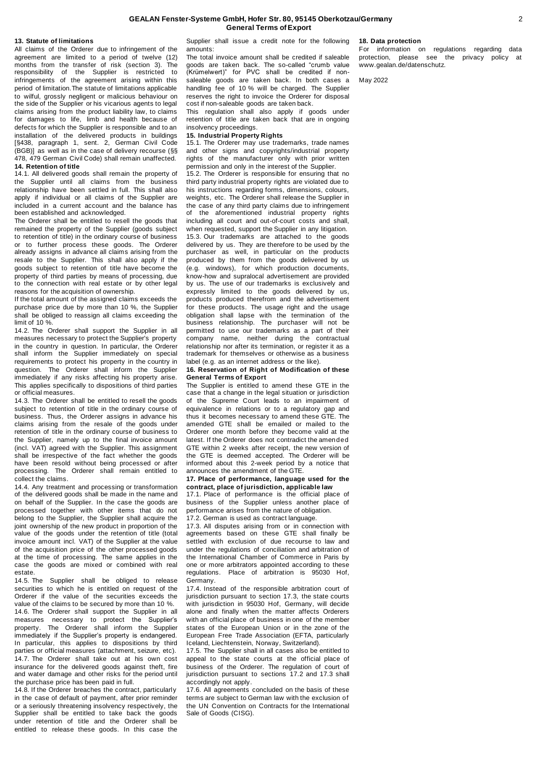### 13. Statute of limitations

All claims of the Orderer due to infringement of the agreement are limited to a period of twelve (12) months from the transfer of risk (section 3). The responsibility of the Supplier is restricted to infringements of the agreement arising within this period of limitation. The statute of limitations applicable to wilful, grossly negligent or malicious behaviour on the side of the Supplier or his vicarious agents to legal claims arising from the product liability law, to claims for damages to life, limb and health because of defects for which the Supplier is responsible and to an installation of the delivered products in buildings [§438, paragraph 1, sent. 2, German Civil Code (BGB)] as well as in the case of delivery recourse (§§ 478, 479 German Civil Code) shall remain unaffected.

### 14. Retention of title

14.1. All delivered goods shall remain the property of the Supplier until all claims from the business relationship have been settled in full. This shall also apply if individual or all claims of the Supplier are included in a current account and the balance has been established and acknowledged.

The Orderer shall be entitled to resell the goods that remained the property of the Supplier (goods subject to retention of title) in the ordinary course of business or to further process these goods. The Orderer already assigns in advance all claims arising from the resale to the Supplier. This shall also apply if the goods subject to retention of title have become the property of third parties by means of processing, due to the connection with real estate or by other legal reasons for the acquisition of ownership.

If the total amount of the assigned claims exceeds the purchase price due by more than 10 %, the Supplier shall be obliged to reassign all claims exceeding the limit of 10 %.

14.2. The Orderer shall support the Supplier in all measures necessary to protect the Supplier's property in the country in question. In particular, the Orderer shall inform the Supplier immediately on special requirements to protect his property in the country in question. The Orderer shall inform the Supplier immediately if any risks affecting his property arise. This applies specifically to dispositions of third parties or official measures.

14.3. The Orderer shall be entitled to resell the goods subject to retention of title in the ordinary course of business. Thus, the Orderer assigns in advance his claims arising from the resale of the goods under retention of title in the ordinary course of business to the Supplier, namely up to the final invoice amount (incl. VAT) agreed with the Supplier. This assignment shall be irrespective of the fact whether the goods have been resold without being processed or after processing. The Orderer shall remain entitled to collect the claims.

14.4. Any treatment and processing or transformation of the delivered goods shall be made in the name and on behalf of the Supplier. In the case the goods are processed together with other items that do not belong to the Supplier, the Supplier shall acquire the joint ownership of the new product in proportion of the value of the goods under the retention of title (total invoice amount incl. VAT) of the Supplier at the value of the acquisition price of the other processed goods at the time of processing. The same applies in the case the goods are mixed or combined with real estate.

14.5. The Supplier shall be obliged to release securities to which he is entitled on request of the Orderer if the value of the securities exceeds the value of the claims to be secured by more than 10 %.

14.6. The Orderer shall support the Supplier in all measures necessary to protect the Supplier's property. The Orderer shall inform the Supplier immediately if the Supplier's property is endangered. In particular, this applies to dispositions by third parties or official measures (attachment, seizure, etc).

14.7. The Orderer shall take out at his own cost insurance for the delivered goods against theft, fire and water damage and other risks for the period until the purchase price has been paid in full.

14.8. If the Orderer breaches the contract, particularly in the case of default of payment, after prior reminder or a seriously threatening insolvency respectively, the Supplier shall be entitled to take back the goods under retention of title and the Orderer shall be entitled to release these goods. In this case the Supplier shall issue a credit note for the following amounts:

The total invoice amount shall be credited if saleable goods are taken back. The so-called "crumb value (Krümelwert)" for PVC shall be credited if non-saleable goods are taken back. In both cases a handling fee of 10 % will be charged. The Supplier reserves the right to invoice the Orderer for disposal cost if non-saleable goods are taken back.

This regulation shall also apply if goods under retention of title are taken back that are in ongoing insolvency proceedings.

### 15. Industrial Property Rights

15.1. The Orderer may use trademarks, trade names and other signs and copyrights/industrial property rights of the manufacturer only with prior written permission and only in the interest of the Supplier.

15.2. The Orderer is responsible for ensuring that no third party industrial property rights are violated due to his instructions regarding forms, dimensions, colours, weights, etc. The Orderer shall release the Supplier in the case of any third party claims due to infringement of the aforementioned industrial property rights including all court and out-of-court costs and shall, when requested, support the Supplier in any litigation.

15.3. Our trademarks are attached to the goods delivered by us. They are therefore to be used by the purchaser as well, in particular on the products produced by them from the goods delivered by us (e.g. windows), for which production documents, know-how and supralocal advertisement are provided by us. The use of our trademarks is exclusively and expressly limited to the goods delivered by us, products produced therefrom and the advertisement for these products. The usage right and the usage obligation shall lapse with the termination of the business relationship. The purchaser will not be permitted to use our trademarks as a part of their company name, neither during the contractual relationship nor after its termination, or register it as a trademark for themselves or otherwise as a business label (e.g. as an internet address or the like).

### 16. Reservation of Right of Modification of these General Terms of Export

The Supplier is entitled to amend these GTE in the case that a change in the legal situation or jurisdiction of the Supreme Court leads to an impairment of equivalence in relations or to a regulatory gap and thus it becomes necessary to amend these GTE. The amended GTE shall be emailed or mailed to the Orderer one month before they become valid at the latest. If the Orderer does not contradict the amended GTE within 2 weeks after receipt, the new version of the GTE is deemed accepted. The Orderer will be informed about this 2-week period by a notice that announces the amendment of the GTE.

### 17. Place of performance, language used for the contract, place of jurisdiction, applicable law

17.1. Place of performance is the official place of business of the Supplier unless another place of performance arises from the nature of obligation.

17.2. German is used as contract language.

17.3. All disputes arising from or in connection with agreements based on these GTE shall finally be settled with exclusion of due recourse to law and under the regulations of conciliation and arbitration of the International Chamber of Commerce in Paris by one or more arbitrators appointed according to these regulations. Place of arbitration is 95030 Hof, Germany.

17.4. Instead of the responsible arbitration court of jurisdiction pursuant to section 17.3, the state courts with jurisdiction in 95030 Hof, Germany, will decide alone and finally when the matter affects Orderers with an official place of business in one of the member states of the European Union or in the zone of the European Free Trade Association (EFTA, particularly Iceland, Liechtenstein, Norway, Switzerland).

17.5. The Supplier shall in all cases also be entitled to appeal to the state courts at the official place of business of the Orderer. The regulation of court of jurisdiction pursuant to sections 17.2 and 17.3 shall accordingly not apply.

17.6. All agreements concluded on the basis of these terms are subject to German law with the exclusion of the UN Convention on Contracts for the International Sale of Goods (CISG).

### 18. Data protection

For information on regulations regarding data protection, please see the privacy policy at www.gealan.de/datenschutz.

May 2022